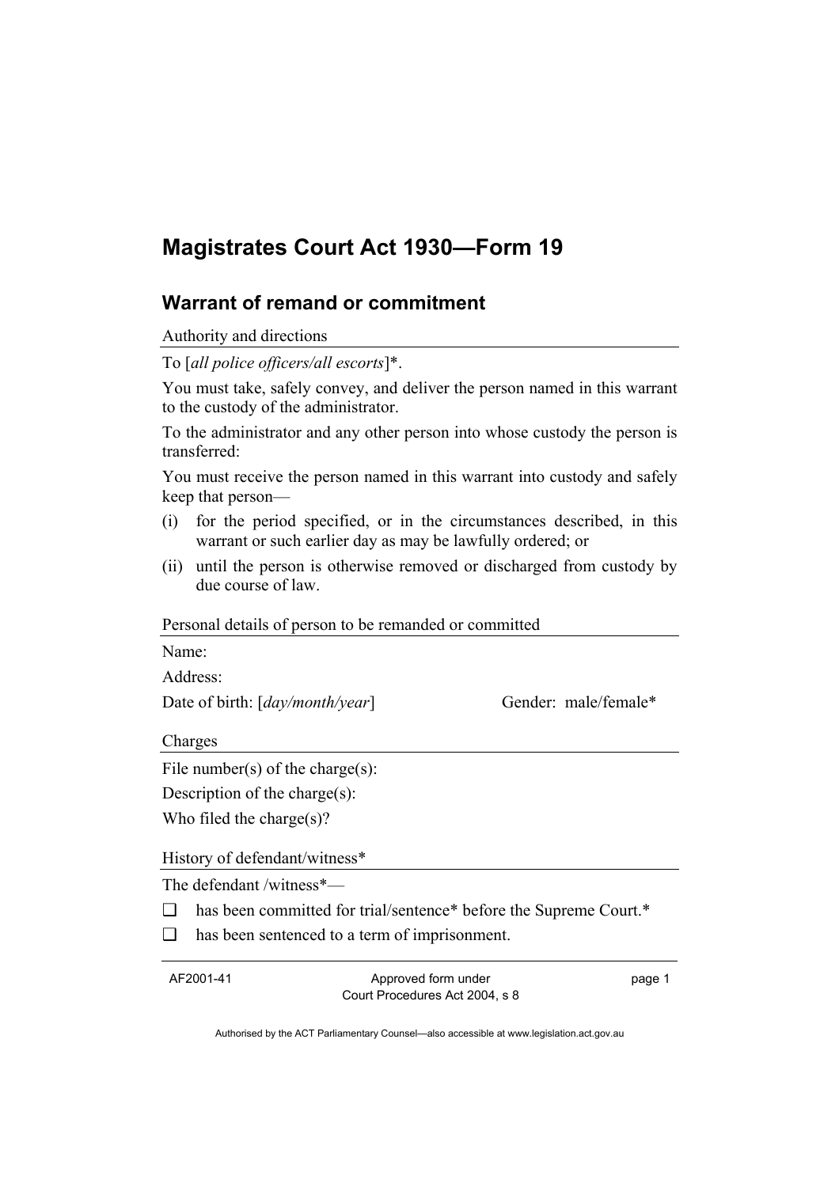# Magistrates Court Act 1930—Form 19

## Warrant of remand or commitment

Authority and directions

To [*all police officers/all escorts*]*.

You must take, safely convey, and deliver the person named in this warrant to the custody of the administrator.

To the administrator and any other person into whose custody the person is transferred:

You must receive the person named in this warrant into custody and safely keep that person—

(i) for the period specified, or in the circumstances described, in this warrant or such earlier day as may be lawfully ordered; or

(ii) until the person is otherwise removed or discharged from custody by due course of law.

Personal details of person to be remanded or committed

Name:

Address:

Date of birth: [*day/month/year*] Gender: male/female*

Charges

File number(s) of the charge(s):

Description of the charge(s):

Who filed the charge(s)?

History of defendant/witness*

The defendant /witness*—

❑ has been committed for trial/sentence* before the Supreme Court.*

❑ has been sentenced to a term of imprisonment.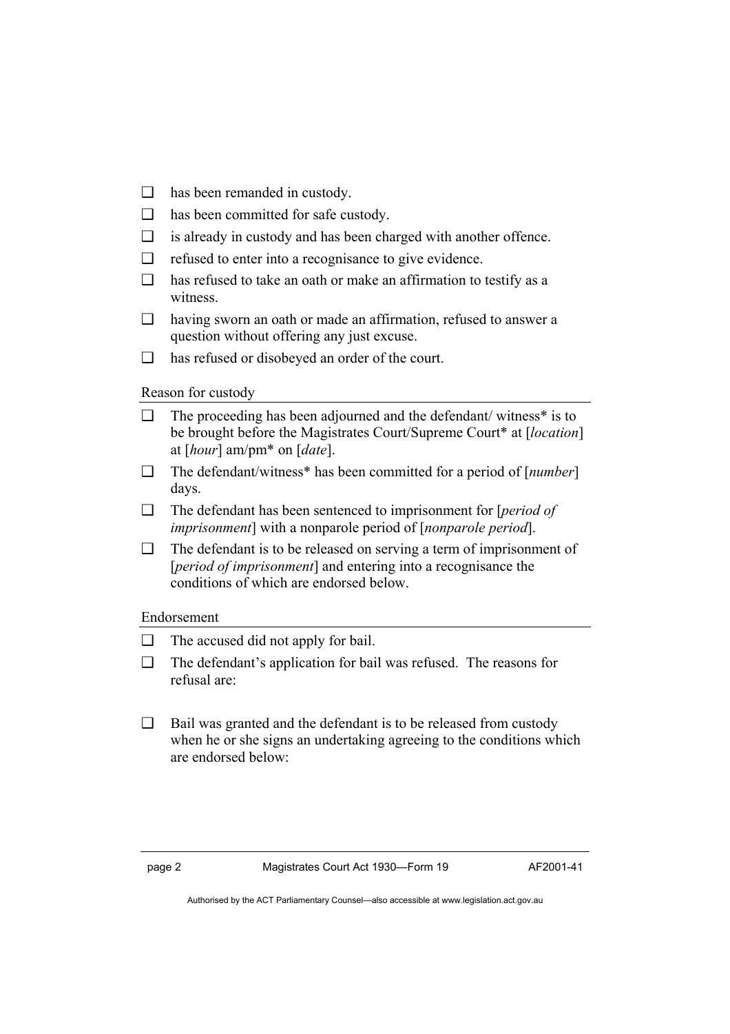- ❑ has been remanded in custody.
- ❑ has been committed for safe custody.
- ❑ is already in custody and has been charged with another offence.
- ❑ refused to enter into a recognisance to give evidence.
- ❑ has refused to take an oath or make an affirmation to testify as a witness.
- ❑ having sworn an oath or made an affirmation, refused to answer a question without offering any just excuse.
- ❑ has refused or disobeyed an order of the court.

Reason for custody

- ❑ The proceeding has been adjourned and the defendant/ witness* is to be brought before the Magistrates Court/Supreme Court* at [*location*] at [*hour*] am/pm* on [*date*].
- ❑ The defendant/witness* has been committed for a period of [*number*] days.
- ❑ The defendant has been sentenced to imprisonment for [*period of imprisonment*] with a nonparole period of [*nonparole period*].
- ❑ The defendant is to be released on serving a term of imprisonment of [*period of imprisonment*] and entering into a recognisance the conditions of which are endorsed below.

Endorsement

- ❑ The accused did not apply for bail.
- ❑ The defendant's application for bail was refused. The reasons for refusal are:
- ❑ Bail was granted and the defendant is to be released from custody when he or she signs an undertaking agreeing to the conditions which are endorsed below: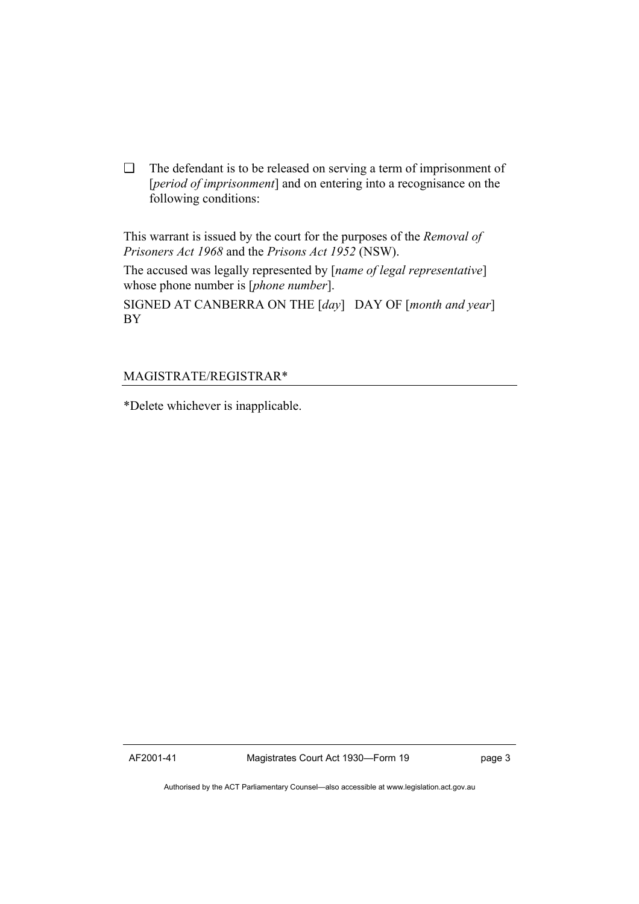❑ The defendant is to be released on serving a term of imprisonment of [*period of imprisonment*] and on entering into a recognisance on the following conditions:

This warrant is issued by the court for the purposes of the *Removal of Prisoners Act 1968* and the *Prisons Act 1952* (NSW).

The accused was legally represented by [*name of legal representative*] whose phone number is [*phone number*].

SIGNED AT CANBERRA ON THE [*day*] DAY OF [*month and year*] BY

MAGISTRATE/REGISTRAR*

*Delete whichever is inapplicable.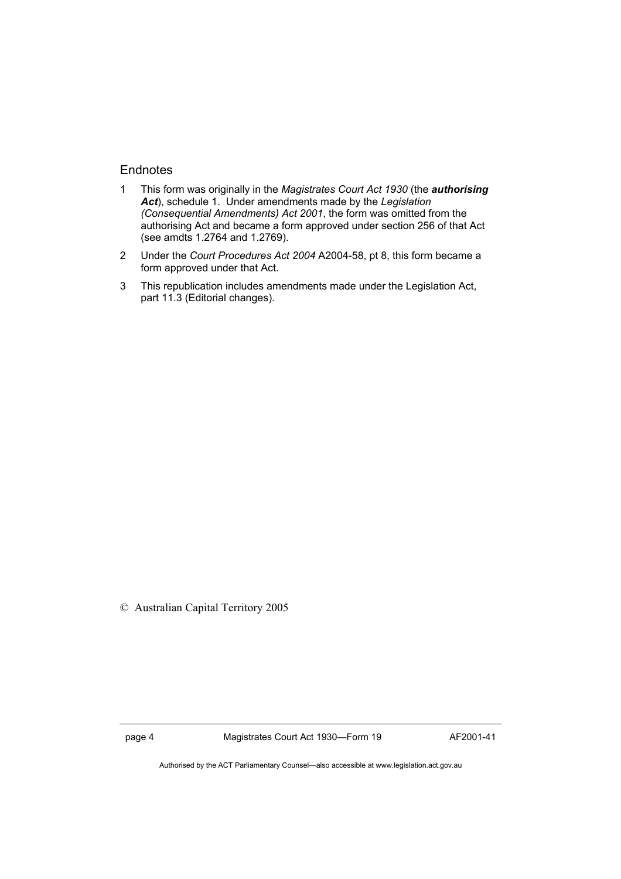## Endnotes

1. This form was originally in the *Magistrates Court Act 1930* (the ***authorising Act***), schedule 1. Under amendments made by the *Legislation (Consequential Amendments) Act 2001*, the form was omitted from the authorising Act and became a form approved under section 256 of that Act (see amdts 1.2764 and 1.2769).
2. Under the *Court Procedures Act 2004* A2004-58, pt 8, this form became a form approved under that Act.
3. This republication includes amendments made under the Legislation Act, part 11.3 (Editorial changes).

© Australian Capital Territory 2005